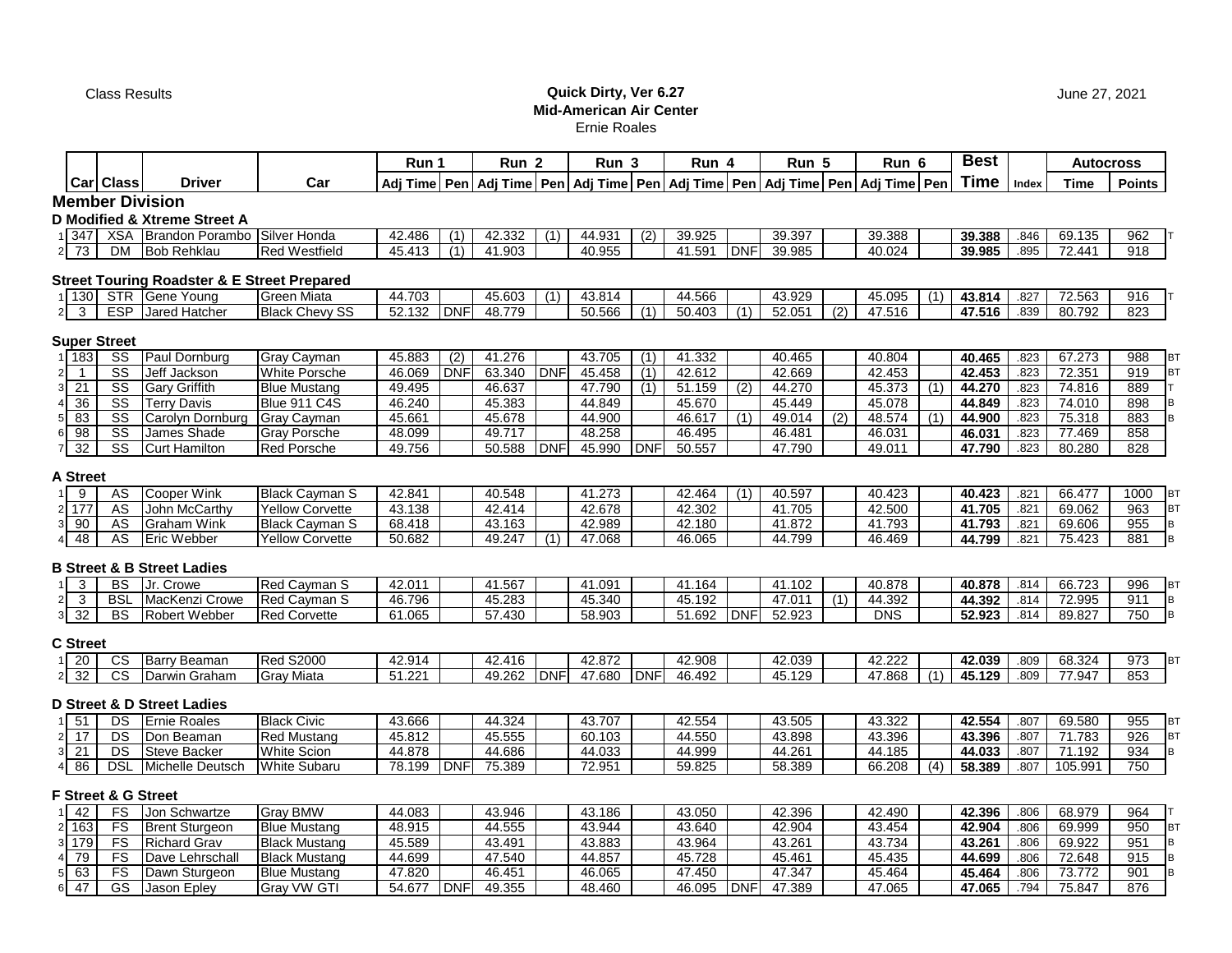Class Results

**Quick Dirty, Ver 6.27**
**Mid-American Air Center**
Ernie Roales

June 27, 2021

| | Car | Class | Driver | Car | Run 1 Adj Time | Pen | Run 2 Adj Time | Pen | Run 3 Adj Time | Pen | Run 4 Adj Time | Pen | Run 5 Adj Time | Pen | Run 6 Adj Time | Pen | Best Time | Index | Autocross Time | Autocross Points | |
|---|---|---|---|---|---|---|---|---|---|---|---|---|---|---|---|---|---|---|---|---|---|
| **Member Division** | | | | | | | | | | | | | | | | | | | | | |
| **D Modified & Xtreme Street A** | | | | | | | | | | | | | | | | | | | | | |
| 1 | 347 | XSA | Brandon Porambo | Silver Honda | 42.486 | (1) | 42.332 | (1) | 44.931 | (2) | 39.925 | | 39.397 | | 39.388 | | **39.388** | .846 | 69.135 | 962 | T |
| 2 | 73 | DM | Bob Rehklau | Red Westfield | 45.413 | (1) | 41.903 | | 40.955 | | 41.591 | DNF | 39.985 | | 40.024 | | **39.985** | .895 | 72.441 | 918 | |
| **Street Touring Roadster & E Street Prepared** | | | | | | | | | | | | | | | | | | | | | |
| 1 | 130 | STR | Gene Young | Green Miata | 44.703 | | 45.603 | (1) | 43.814 | | 44.566 | | 43.929 | | 45.095 | (1) | **43.814** | .827 | 72.563 | 916 | T |
| 2 | 3 | ESP | Jared Hatcher | Black Chevy SS | 52.132 | DNF | 48.779 | | 50.566 | (1) | 50.403 | (1) | 52.051 | (2) | 47.516 | | **47.516** | .839 | 80.792 | 823 | |
| **Super Street** | | | | | | | | | | | | | | | | | | | | | |
| 1 | 183 | SS | Paul Dornburg | Gray Cayman | 45.883 | (2) | 41.276 | | 43.705 | (1) | 41.332 | | 40.465 | | 40.804 | | **40.465** | .823 | 67.273 | 988 | BT |
| 2 | 1 | SS | Jeff Jackson | White Porsche | 46.069 | DNF | 63.340 | DNF | 45.458 | (1) | 42.612 | | 42.669 | | 42.453 | | **42.453** | .823 | 72.351 | 919 | BT |
| 3 | 21 | SS | Gary Griffith | Blue Mustang | 49.495 | | 46.637 | | 47.790 | (1) | 51.159 | (2) | 44.270 | | 45.373 | (1) | **44.270** | .823 | 74.816 | 889 | T |
| 4 | 36 | SS | Terry Davis | Blue 911 C4S | 46.240 | | 45.383 | | 44.849 | | 45.670 | | 45.449 | | 45.078 | | **44.849** | .823 | 74.010 | 898 | B |
| 5 | 83 | SS | Carolyn Dornburg | Gray Cayman | 45.661 | | 45.678 | | 44.900 | | 46.617 | (1) | 49.014 | (2) | 48.574 | (1) | **44.900** | .823 | 75.318 | 883 | B |
| 6 | 98 | SS | James Shade | Gray Porsche | 48.099 | | 49.717 | | 48.258 | | 46.495 | | 46.481 | | 46.031 | | **46.031** | .823 | 77.469 | 858 | |
| 7 | 32 | SS | Curt Hamilton | Red Porsche | 49.756 | | 50.588 | DNF | 45.990 | DNF | 50.557 | | 47.790 | | 49.011 | | **47.790** | .823 | 80.280 | 828 | |
| **A Street** | | | | | | | | | | | | | | | | | | | | | |
| 1 | 9 | AS | Cooper Wink | Black Cayman S | 42.841 | | 40.548 | | 41.273 | | 42.464 | (1) | 40.597 | | 40.423 | | **40.423** | .821 | 66.477 | 1000 | BT |
| 2 | 177 | AS | John McCarthy | Yellow Corvette | 43.138 | | 42.414 | | 42.678 | | 42.302 | | 41.705 | | 42.500 | | **41.705** | .821 | 69.062 | 963 | BT |
| 3 | 90 | AS | Graham Wink | Black Cayman S | 68.418 | | 43.163 | | 42.989 | | 42.180 | | 41.872 | | 41.793 | | **41.793** | .821 | 69.606 | 955 | B |
| 4 | 48 | AS | Eric Webber | Yellow Corvette | 50.682 | | 49.247 | (1) | 47.068 | | 46.065 | | 44.799 | | 46.469 | | **44.799** | .821 | 75.423 | 881 | B |
| **B Street & B Street Ladies** | | | | | | | | | | | | | | | | | | | | | |
| 1 | 3 | BS | Jr. Crowe | Red Cayman S | 42.011 | | 41.567 | | 41.091 | | 41.164 | | 41.102 | | 40.878 | | **40.878** | .814 | 66.723 | 996 | BT |
| 2 | 3 | BSL | MacKenzi Crowe | Red Cayman S | 46.796 | | 45.283 | | 45.340 | | 45.192 | | 47.011 | (1) | 44.392 | | **44.392** | .814 | 72.995 | 911 | B |
| 3 | 32 | BS | Robert Webber | Red Corvette | 61.065 | | 57.430 | | 58.903 | | 51.692 | DNF | 52.923 | | DNS | | **52.923** | .814 | 89.827 | 750 | B |
| **C Street** | | | | | | | | | | | | | | | | | | | | | |
| 1 | 20 | CS | Barry Beaman | Red S2000 | 42.914 | | 42.416 | | 42.872 | | 42.908 | | 42.039 | | 42.222 | | **42.039** | .809 | 68.324 | 973 | BT |
| 2 | 32 | CS | Darwin Graham | Gray Miata | 51.221 | | 49.262 | DNF | 47.680 | DNF | 46.492 | | 45.129 | | 47.868 | (1) | **45.129** | .809 | 77.947 | 853 | |
| **D Street & D Street Ladies** | | | | | | | | | | | | | | | | | | | | | |
| 1 | 51 | DS | Ernie Roales | Black Civic | 43.666 | | 44.324 | | 43.707 | | 42.554 | | 43.505 | | 43.322 | | **42.554** | .807 | 69.580 | 955 | BT |
| 2 | 17 | DS | Don Beaman | Red Mustang | 45.812 | | 45.555 | | 60.103 | | 44.550 | | 43.898 | | 43.396 | | **43.396** | .807 | 71.783 | 926 | BT |
| 3 | 21 | DS | Steve Backer | White Scion | 44.878 | | 44.686 | | 44.033 | | 44.999 | | 44.261 | | 44.185 | | **44.033** | .807 | 71.192 | 934 | B |
| 4 | 86 | DSL | Michelle Deutsch | White Subaru | 78.199 | DNF | 75.389 | | 72.951 | | 59.825 | | 58.389 | | 66.208 | (4) | **58.389** | .807 | 105.991 | 750 | |
| **F Street & G Street** | | | | | | | | | | | | | | | | | | | | | |
| 1 | 42 | FS | Jon Schwartze | Gray BMW | 44.083 | | 43.946 | | 43.186 | | 43.050 | | 42.396 | | 42.490 | | **42.396** | .806 | 68.979 | 964 | T |
| 2 | 163 | FS | Brent Sturgeon | Blue Mustang | 48.915 | | 44.555 | | 43.944 | | 43.640 | | 42.904 | | 43.454 | | **42.904** | .806 | 69.999 | 950 | BT |
| 3 | 179 | FS | Richard Grav | Black Mustang | 45.589 | | 43.491 | | 43.883 | | 43.964 | | 43.261 | | 43.734 | | **43.261** | .806 | 69.922 | 951 | B |
| 4 | 79 | FS | Dave Lehrschall | Black Mustang | 44.699 | | 47.540 | | 44.857 | | 45.728 | | 45.461 | | 45.435 | | **44.699** | .806 | 72.648 | 915 | B |
| 5 | 63 | FS | Dawn Sturgeon | Blue Mustang | 47.820 | | 46.451 | | 46.065 | | 47.450 | | 47.347 | | 45.464 | | **45.464** | .806 | 73.772 | 901 | B |
| 6 | 47 | GS | Jason Epley | Gray VW GTI | 54.677 | DNF | 49.355 | | 48.460 | | 46.095 | DNF | 47.389 | | 47.065 | | **47.065** | .794 | 75.847 | 876 | |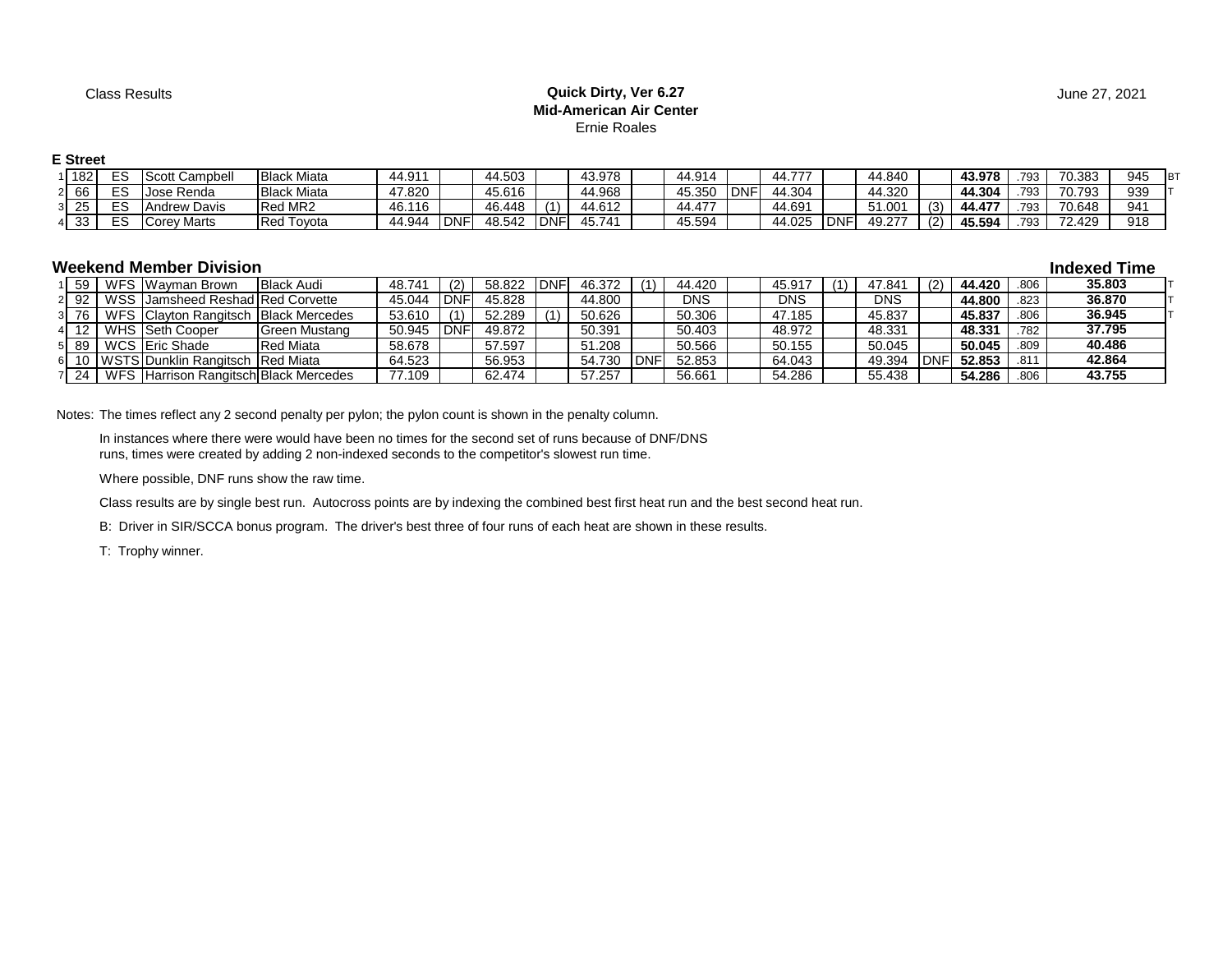Class Results

**Quick Dirty, Ver 6.27**
**Mid-American Air Center**
Ernie Roales

June 27, 2021

**E Street**

| | | | | | | | | | | | | | | | | | | | | | | |
|---|---|---|---|---|---|---|---|---|---|---|---|---|---|---|---|---|---|---|---|---|---|---|
| 1 | 182 | ES | Scott Campbell | Black Miata | 44.911 | | 44.503 | | 43.978 | | 44.914 | | 44.777 | | 44.840 | | **43.978** | .793 | 70.383 | 945 | BT |
| 2 | 66 | ES | Jose Renda | Black Miata | 47.820 | | 45.616 | | 44.968 | | 45.350 | DNF | 44.304 | | 44.320 | | **44.304** | .793 | 70.793 | 939 | T |
| 3 | 25 | ES | Andrew Davis | Red MR2 | 46.116 | | 46.448 | (1) | 44.612 | | 44.477 | | 44.691 | | 51.001 | (3) | **44.477** | .793 | 70.648 | 941 | |
| 4 | 33 | ES | Corey Marts | Red Toyota | 44.944 | DNF | 48.542 | DNF | 45.741 | | 45.594 | | 44.025 | DNF | 49.277 | (2) | **45.594** | .793 | 72.429 | 918 | |

**Weekend Member Division**

| | | | | | | | | | | | | | | | | | | | Indexed Time | |
|---|---|---|---|---|---|---|---|---|---|---|---|---|---|---|---|---|---|---|---|---|
| 1 | 59 | WFS | Wayman Brown | Black Audi | 48.741 | (2) | 58.822 | DNF | 46.372 | (1) | 44.420 | | 45.917 | (1) | 47.841 | (2) | **44.420** | .806 | **35.803** | T |
| 2 | 92 | WSS | Jamsheed Reshad | Red Corvette | 45.044 | DNF | 45.828 | | 44.800 | | DNS | | DNS | | DNS | | **44.800** | .823 | **36.870** | T |
| 3 | 76 | WFS | Clayton Rangitsch | Black Mercedes | 53.610 | (1) | 52.289 | (1) | 50.626 | | 50.306 | | 47.185 | | 45.837 | | **45.837** | .806 | **36.945** | T |
| 4 | 12 | WHS | Seth Cooper | Green Mustang | 50.945 | DNF | 49.872 | | 50.391 | | 50.403 | | 48.972 | | 48.331 | | **48.331** | .782 | **37.795** | |
| 5 | 89 | WCS | Eric Shade | Red Miata | 58.678 | | 57.597 | | 51.208 | | 50.566 | | 50.155 | | 50.045 | | **50.045** | .809 | **40.486** | |
| 6 | 10 | WSTS | Dunklin Rangitsch | Red Miata | 64.523 | | 56.953 | | 54.730 | DNF | 52.853 | | 64.043 | | 49.394 | DNF | **52.853** | .811 | **42.864** | |
| 7 | 24 | WFS | Harrison Rangitsch | Black Mercedes | 77.109 | | 62.474 | | 57.257 | | 56.661 | | 54.286 | | 55.438 | | **54.286** | .806 | **43.755** | |

Notes: The times reflect any 2 second penalty per pylon; the pylon count is shown in the penalty column.

In instances where there were would have been no times for the second set of runs because of DNF/DNS runs, times were created by adding 2 non-indexed seconds to the competitor's slowest run time.

Where possible, DNF runs show the raw time.

Class results are by single best run. Autocross points are by indexing the combined best first heat run and the best second heat run.

B: Driver in SIR/SCCA bonus program. The driver's best three of four runs of each heat are shown in these results.

T: Trophy winner.